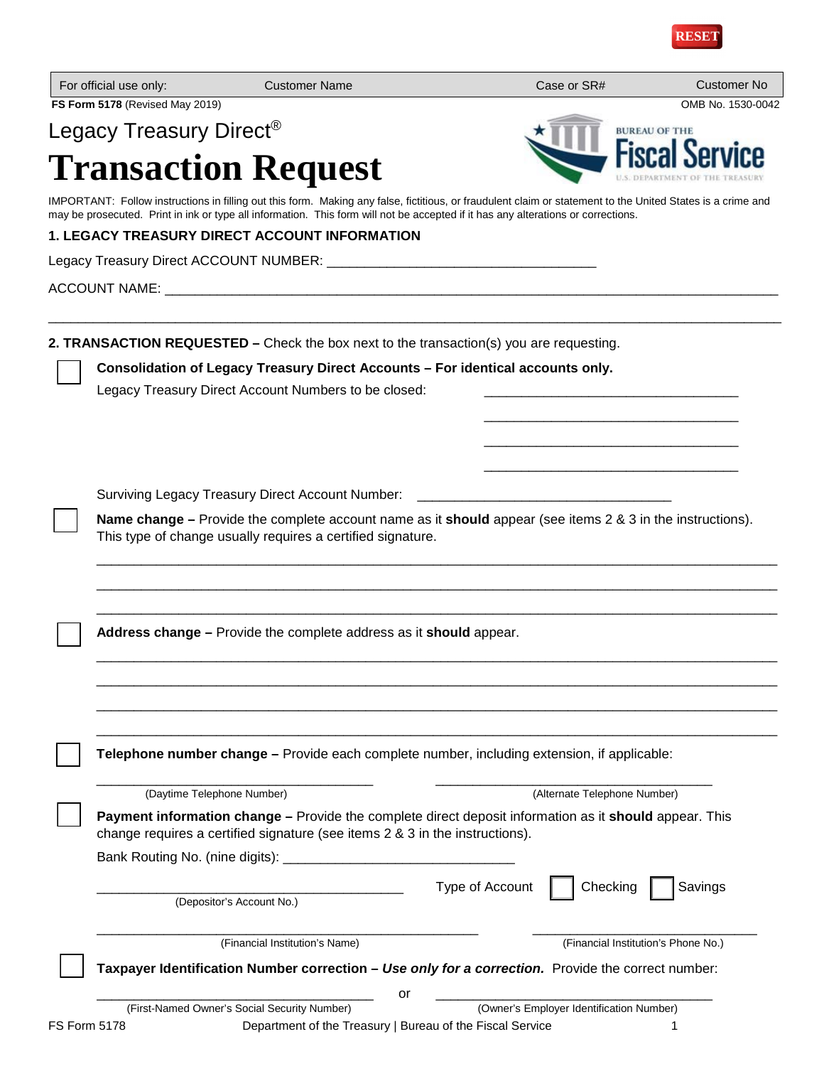| For official use only: | Customer Name | Case or SR# | Customer No |
|---|---|---|---|

**FS Form 5178** (Revised May 2019) OMB No. 1530-0042

Legacy Treasury Direct®

# Transaction Request

BUREAU OF THE Fiscal Service U.S. DEPARTMENT OF THE TREASURY

IMPORTANT: Follow instructions in filling out this form. Making any false, fictitious, or fraudulent claim or statement to the United States is a crime and may be prosecuted. Print in ink or type all information. This form will not be accepted if it has any alterations or corrections.

## 1. LEGACY TREASURY DIRECT ACCOUNT INFORMATION

Legacy Treasury Direct ACCOUNT NUMBER: ___________________________________

ACCOUNT NAME: _______________________________________________________________________________

_______________________________________________________________________________

## 2. TRANSACTION REQUESTED – Check the box next to the transaction(s) you are requesting.

☐ **Consolidation of Legacy Treasury Direct Accounts – For identical accounts only.**

Legacy Treasury Direct Account Numbers to be closed: _________________________________

_________________________________

_________________________________

_________________________________

Surviving Legacy Treasury Direct Account Number: _________________________________

☐ **Name change –** Provide the complete account name as it **should** appear (see items 2 & 3 in the instructions). This type of change usually requires a certified signature.

_______________________________________________________________________________

_______________________________________________________________________________

_______________________________________________________________________________

☐ **Address change –** Provide the complete address as it **should** appear.

_______________________________________________________________________________

_______________________________________________________________________________

_______________________________________________________________________________

_______________________________________________________________________________

☐ **Telephone number change –** Provide each complete number, including extension, if applicable:

_________________________________ (Daytime Telephone Number)

_________________________________ (Alternate Telephone Number)

☐ **Payment information change –** Provide the complete direct deposit information as it **should** appear. This change requires a certified signature (see items 2 & 3 in the instructions).

Bank Routing No. (nine digits): _________________________________

_________________________________ (Depositor's Account No.)

Type of Account ☐ Checking ☐ Savings

_________________________________ (Financial Institution's Name)

_________________________________ (Financial Institution's Phone No.)

☐ **Taxpayer Identification Number correction –** ***Use only for a correction.*** Provide the correct number:

_________________________________ (First-Named Owner's Social Security Number)

or

_________________________________ (Owner's Employer Identification Number)

FS Form 5178 Department of the Treasury | Bureau of the Fiscal Service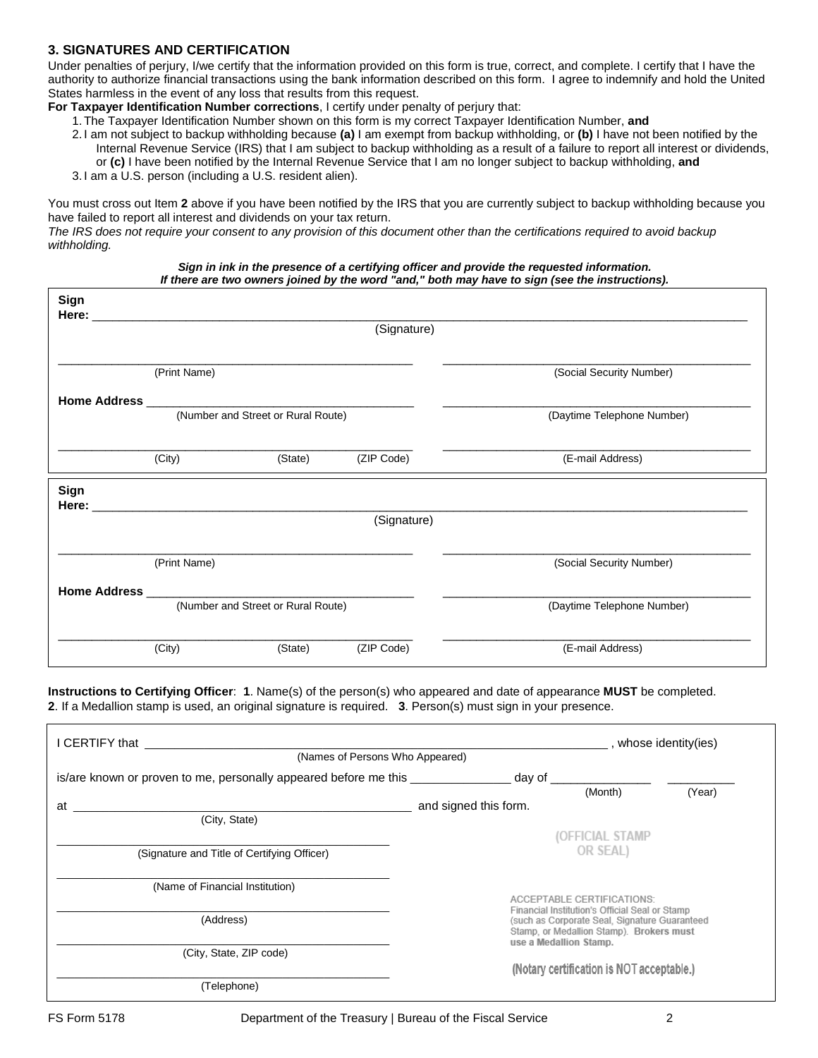## 3. SIGNATURES AND CERTIFICATION

Under penalties of perjury, I/we certify that the information provided on this form is true, correct, and complete. I certify that I have the authority to authorize financial transactions using the bank information described on this form. I agree to indemnify and hold the United States harmless in the event of any loss that results from this request.

**For Taxpayer Identification Number corrections**, I certify under penalty of perjury that:

1. The Taxpayer Identification Number shown on this form is my correct Taxpayer Identification Number, **and**
2. I am not subject to backup withholding because **(a)** I am exempt from backup withholding, or **(b)** I have not been notified by the Internal Revenue Service (IRS) that I am subject to backup withholding as a result of a failure to report all interest or dividends, or **(c)** I have been notified by the Internal Revenue Service that I am no longer subject to backup withholding, **and**
3. I am a U.S. person (including a U.S. resident alien).

You must cross out Item **2** above if you have been notified by the IRS that you are currently subject to backup withholding because you have failed to report all interest and dividends on your tax return.

*The IRS does not require your consent to any provision of this document other than the certifications required to avoid backup withholding.*

***Sign in ink in the presence of a certifying officer and provide the requested information.***
***If there are two owners joined by the word "and," both may have to sign (see the instructions).***

**Sign Here:** ______________________________________________
(Signature)

______________________________ (Print Name)
______________________________ (Social Security Number)

**Home Address** ______________________________ (Number and Street or Rural Route)
______________________________ (Daytime Telephone Number)

______________ (City) ______ (State) ______ (ZIP Code)
______________________________ (E-mail Address)

**Sign Here:** ______________________________________________
(Signature)

______________________________ (Print Name)
______________________________ (Social Security Number)

**Home Address** ______________________________ (Number and Street or Rural Route)
______________________________ (Daytime Telephone Number)

______________ (City) ______ (State) ______ (ZIP Code)
______________________________ (E-mail Address)

**Instructions to Certifying Officer**: **1**. Name(s) of the person(s) who appeared and date of appearance **MUST** be completed. **2**. If a Medallion stamp is used, an original signature is required. **3**. Person(s) must sign in your presence.

I CERTIFY that ______________________________ (Names of Persons Who Appeared), whose identity(ies) is/are known or proven to me, personally appeared before me this ________ day of ________ (Month) ________ (Year) at ______________________________ (City, State) and signed this form.

______________________________
(Signature and Title of Certifying Officer)

______________________________
(Name of Financial Institution)

______________________________
(Address)

______________________________
(City, State, ZIP code)

______________________________
(Telephone)

(OFFICIAL STAMP OR SEAL)

ACCEPTABLE CERTIFICATIONS:
Financial Institution's Official Seal or Stamp (such as Corporate Seal, Signature Guaranteed Stamp, or Medallion Stamp). **Brokers must use a Medallion Stamp.**

**(Notary certification is NOT acceptable.)**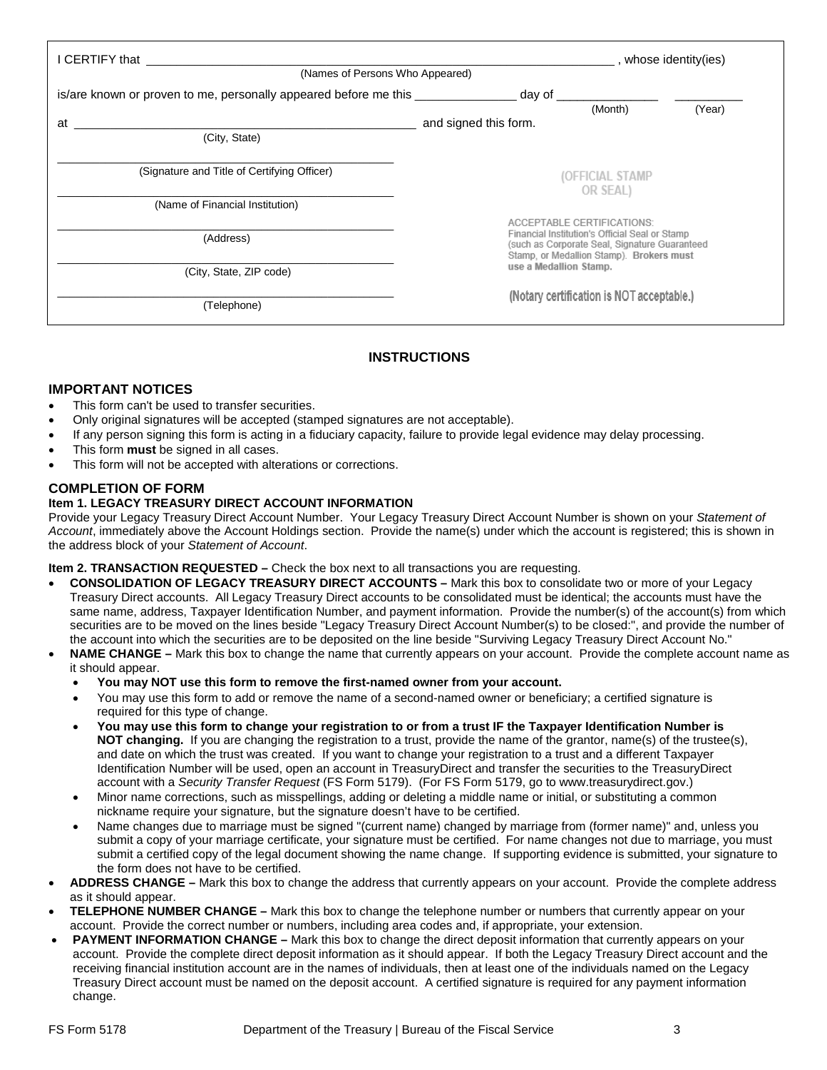I CERTIFY that \_\_\_\_\_\_\_\_\_\_\_\_\_\_\_\_\_\_\_\_\_\_\_\_\_\_\_\_\_\_\_\_\_\_\_\_\_\_\_\_\_\_\_\_\_\_\_\_\_\_\_\_, whose identity(ies)
(Names of Persons Who Appeared)

is/are known or proven to me, personally appeared before me this \_\_\_\_\_\_\_\_\_\_\_ day of \_\_\_\_\_\_\_\_\_\_\_ \_\_\_\_\_\_\_\_
(Month) (Year)

at \_\_\_\_\_\_\_\_\_\_\_\_\_\_\_\_\_\_\_\_\_\_\_\_\_\_\_\_\_\_\_\_\_\_\_\_ and signed this form.
(City, State)

\_\_\_\_\_\_\_\_\_\_\_\_\_\_\_\_\_\_\_\_\_\_\_\_\_\_\_\_\_\_\_\_\_\_\_\_
(Signature and Title of Certifying Officer)

\_\_\_\_\_\_\_\_\_\_\_\_\_\_\_\_\_\_\_\_\_\_\_\_\_\_\_\_\_\_\_\_\_\_\_\_
(Name of Financial Institution)

\_\_\_\_\_\_\_\_\_\_\_\_\_\_\_\_\_\_\_\_\_\_\_\_\_\_\_\_\_\_\_\_\_\_\_\_
(Address)

\_\_\_\_\_\_\_\_\_\_\_\_\_\_\_\_\_\_\_\_\_\_\_\_\_\_\_\_\_\_\_\_\_\_\_\_
(City, State, ZIP code)

\_\_\_\_\_\_\_\_\_\_\_\_\_\_\_\_\_\_\_\_\_\_\_\_\_\_\_\_\_\_\_\_\_\_\_\_
(Telephone)

(OFFICIAL STAMP OR SEAL)

ACCEPTABLE CERTIFICATIONS:
Financial Institution's Official Seal or Stamp (such as Corporate Seal, Signature Guaranteed Stamp, or Medallion Stamp). **Brokers must use a Medallion Stamp.**

(Notary certification is NOT acceptable.)

## INSTRUCTIONS

### IMPORTANT NOTICES

- This form can't be used to transfer securities.
- Only original signatures will be accepted (stamped signatures are not acceptable).
- If any person signing this form is acting in a fiduciary capacity, failure to provide legal evidence may delay processing.
- This form **must** be signed in all cases.
- This form will not be accepted with alterations or corrections.

### COMPLETION OF FORM

**Item 1. LEGACY TREASURY DIRECT ACCOUNT INFORMATION**

Provide your Legacy Treasury Direct Account Number. Your Legacy Treasury Direct Account Number is shown on your *Statement of Account*, immediately above the Account Holdings section. Provide the name(s) under which the account is registered; this is shown in the address block of your *Statement of Account*.

**Item 2. TRANSACTION REQUESTED –** Check the box next to all transactions you are requesting.

- **CONSOLIDATION OF LEGACY TREASURY DIRECT ACCOUNTS –** Mark this box to consolidate two or more of your Legacy Treasury Direct accounts. All Legacy Treasury Direct accounts to be consolidated must be identical; the accounts must have the same name, address, Taxpayer Identification Number, and payment information. Provide the number(s) of the account(s) from which securities are to be moved on the lines beside "Legacy Treasury Direct Account Number(s) to be closed:", and provide the number of the account into which the securities are to be deposited on the line beside "Surviving Legacy Treasury Direct Account No."
- **NAME CHANGE –** Mark this box to change the name that currently appears on your account. Provide the complete account name as it should appear.
  - **You may NOT use this form to remove the first-named owner from your account.**
  - You may use this form to add or remove the name of a second-named owner or beneficiary; a certified signature is required for this type of change.
  - **You may use this form to change your registration to or from a trust IF the Taxpayer Identification Number is NOT changing.** If you are changing the registration to a trust, provide the name of the grantor, name(s) of the trustee(s), and date on which the trust was created. If you want to change your registration to a trust and a different Taxpayer Identification Number will be used, open an account in TreasuryDirect and transfer the securities to the TreasuryDirect account with a *Security Transfer Request* (FS Form 5179). (For FS Form 5179, go to www.treasurydirect.gov.)
  - Minor name corrections, such as misspellings, adding or deleting a middle name or initial, or substituting a common nickname require your signature, but the signature doesn't have to be certified.
  - Name changes due to marriage must be signed "(current name) changed by marriage from (former name)" and, unless you submit a copy of your marriage certificate, your signature must be certified. For name changes not due to marriage, you must submit a certified copy of the legal document showing the name change. If supporting evidence is submitted, your signature to the form does not have to be certified.
- **ADDRESS CHANGE –** Mark this box to change the address that currently appears on your account. Provide the complete address as it should appear.
- **TELEPHONE NUMBER CHANGE –** Mark this box to change the telephone number or numbers that currently appear on your account. Provide the correct number or numbers, including area codes and, if appropriate, your extension.
- **PAYMENT INFORMATION CHANGE –** Mark this box to change the direct deposit information that currently appears on your account. Provide the complete direct deposit information as it should appear. If both the Legacy Treasury Direct account and the receiving financial institution account are in the names of individuals, then at least one of the individuals named on the Legacy Treasury Direct account must be named on the deposit account. A certified signature is required for any payment information change.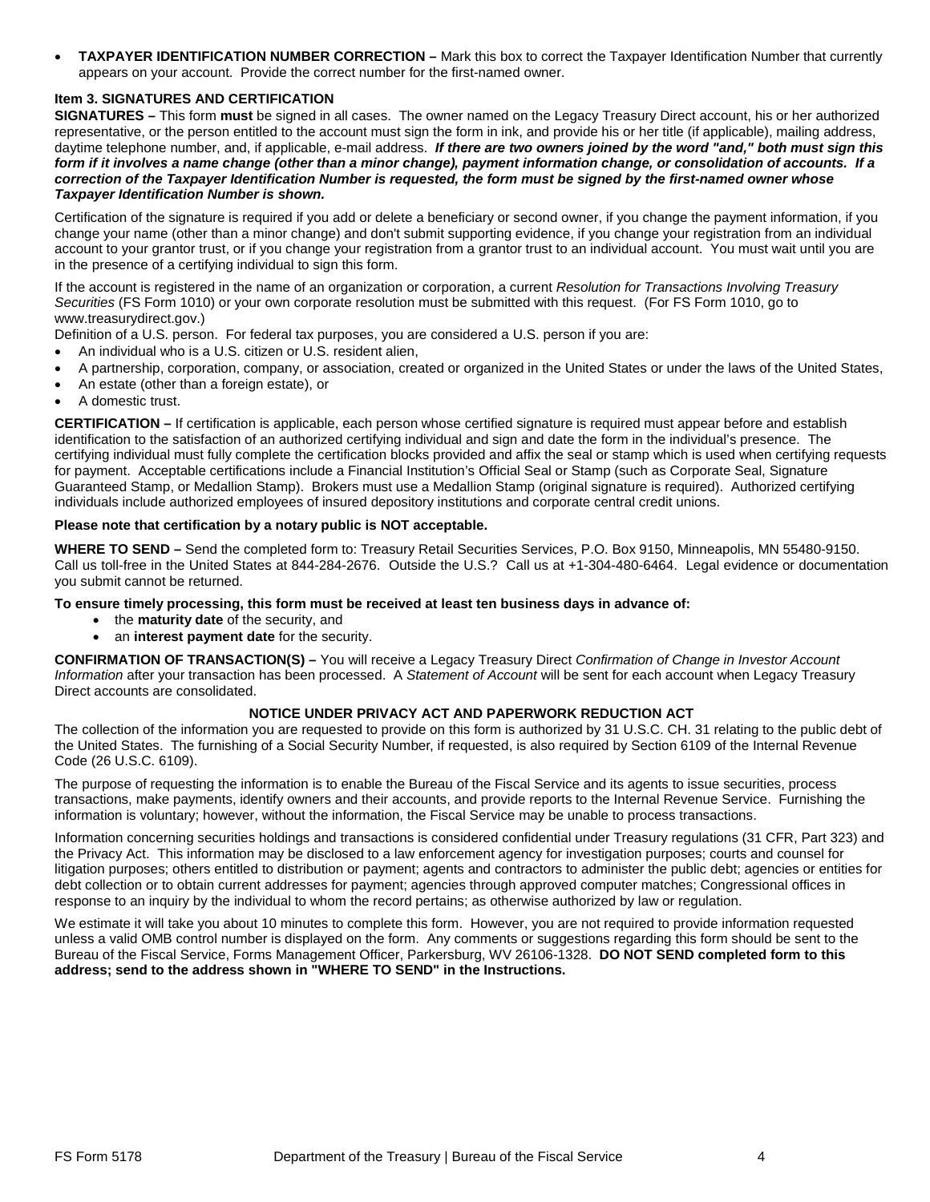- **TAXPAYER IDENTIFICATION NUMBER CORRECTION –** Mark this box to correct the Taxpayer Identification Number that currently appears on your account. Provide the correct number for the first-named owner.

**Item 3. SIGNATURES AND CERTIFICATION**

**SIGNATURES –** This form **must** be signed in all cases. The owner named on the Legacy Treasury Direct account, his or her authorized representative, or the person entitled to the account must sign the form in ink, and provide his or her title (if applicable), mailing address, daytime telephone number, and, if applicable, e-mail address. ***If there are two owners joined by the word "and," both must sign this form if it involves a name change (other than a minor change), payment information change, or consolidation of accounts. If a correction of the Taxpayer Identification Number is requested, the form must be signed by the first-named owner whose Taxpayer Identification Number is shown.***

Certification of the signature is required if you add or delete a beneficiary or second owner, if you change the payment information, if you change your name (other than a minor change) and don't submit supporting evidence, if you change your registration from an individual account to your grantor trust, or if you change your registration from a grantor trust to an individual account. You must wait until you are in the presence of a certifying individual to sign this form.

If the account is registered in the name of an organization or corporation, a current *Resolution for Transactions Involving Treasury Securities* (FS Form 1010) or your own corporate resolution must be submitted with this request. (For FS Form 1010, go to www.treasurydirect.gov.)

Definition of a U.S. person. For federal tax purposes, you are considered a U.S. person if you are:

- An individual who is a U.S. citizen or U.S. resident alien,
- A partnership, corporation, company, or association, created or organized in the United States or under the laws of the United States,
- An estate (other than a foreign estate), or
- A domestic trust.

**CERTIFICATION –** If certification is applicable, each person whose certified signature is required must appear before and establish identification to the satisfaction of an authorized certifying individual and sign and date the form in the individual's presence. The certifying individual must fully complete the certification blocks provided and affix the seal or stamp which is used when certifying requests for payment. Acceptable certifications include a Financial Institution's Official Seal or Stamp (such as Corporate Seal, Signature Guaranteed Stamp, or Medallion Stamp). Brokers must use a Medallion Stamp (original signature is required). Authorized certifying individuals include authorized employees of insured depository institutions and corporate central credit unions.

**Please note that certification by a notary public is NOT acceptable.**

**WHERE TO SEND –** Send the completed form to: Treasury Retail Securities Services, P.O. Box 9150, Minneapolis, MN 55480-9150. Call us toll-free in the United States at 844-284-2676. Outside the U.S.? Call us at +1-304-480-6464. Legal evidence or documentation you submit cannot be returned.

**To ensure timely processing, this form must be received at least ten business days in advance of:**

- the **maturity date** of the security, and
- an **interest payment date** for the security.

**CONFIRMATION OF TRANSACTION(S) –** You will receive a Legacy Treasury Direct *Confirmation of Change in Investor Account Information* after your transaction has been processed. A *Statement of Account* will be sent for each account when Legacy Treasury Direct accounts are consolidated.

**NOTICE UNDER PRIVACY ACT AND PAPERWORK REDUCTION ACT**

The collection of the information you are requested to provide on this form is authorized by 31 U.S.C. CH. 31 relating to the public debt of the United States. The furnishing of a Social Security Number, if requested, is also required by Section 6109 of the Internal Revenue Code (26 U.S.C. 6109).

The purpose of requesting the information is to enable the Bureau of the Fiscal Service and its agents to issue securities, process transactions, make payments, identify owners and their accounts, and provide reports to the Internal Revenue Service. Furnishing the information is voluntary; however, without the information, the Fiscal Service may be unable to process transactions.

Information concerning securities holdings and transactions is considered confidential under Treasury regulations (31 CFR, Part 323) and the Privacy Act. This information may be disclosed to a law enforcement agency for investigation purposes; courts and counsel for litigation purposes; others entitled to distribution or payment; agents and contractors to administer the public debt; agencies or entities for debt collection or to obtain current addresses for payment; agencies through approved computer matches; Congressional offices in response to an inquiry by the individual to whom the record pertains; as otherwise authorized by law or regulation.

We estimate it will take you about 10 minutes to complete this form. However, you are not required to provide information requested unless a valid OMB control number is displayed on the form. Any comments or suggestions regarding this form should be sent to the Bureau of the Fiscal Service, Forms Management Officer, Parkersburg, WV 26106-1328. **DO NOT SEND completed form to this address; send to the address shown in "WHERE TO SEND" in the Instructions.**